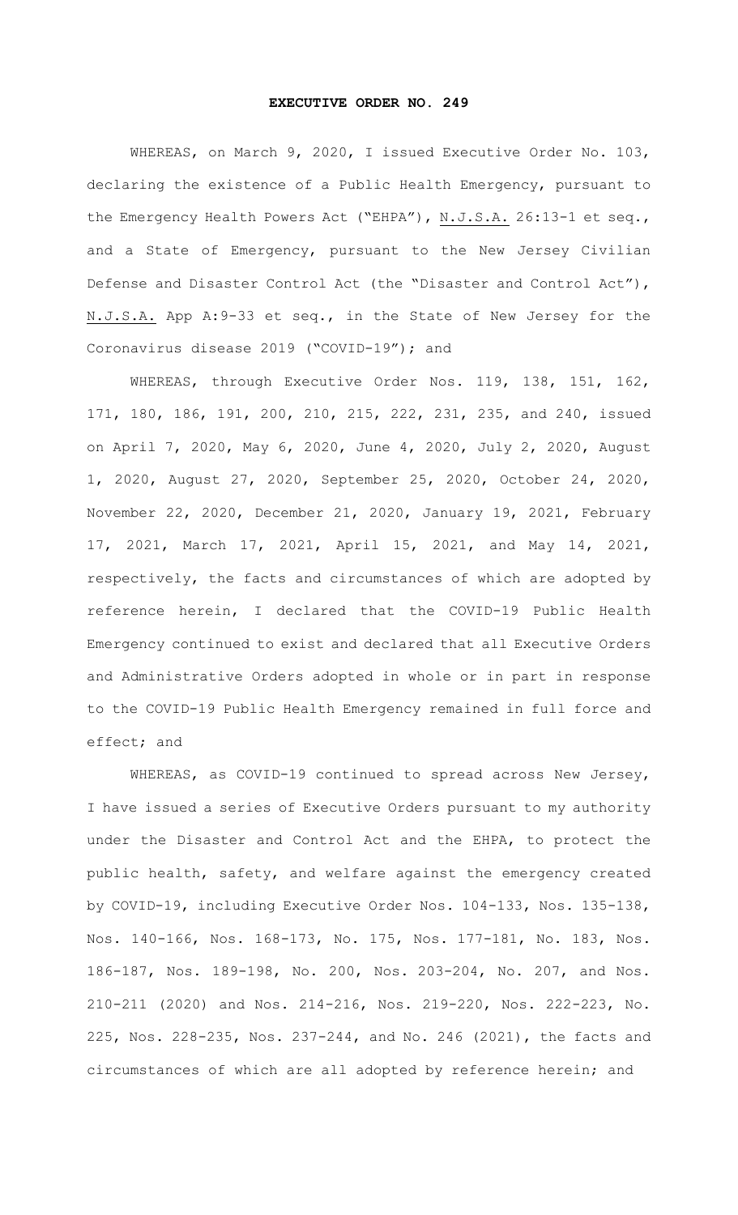# EXECUTIVE ORDER NO. 249

WHEREAS, on March 9, 2020, I issued Executive Order No. 103, declaring the existence of a Public Health Emergency, pursuant to the Emergency Health Powers Act ("EHPA"), N.J.S.A. 26:13-1 et seq., and a State of Emergency, pursuant to the New Jersey Civilian Defense and Disaster Control Act (the "Disaster and Control Act"), N.J.S.A. App A:9-33 et seq., in the State of New Jersey for the Coronavirus disease 2019 ("COVID-19"); and

WHEREAS, through Executive Order Nos. 119, 138, 151, 162, 171, 180, 186, 191, 200, 210, 215, 222, 231, 235, and 240, issued on April 7, 2020, May 6, 2020, June 4, 2020, July 2, 2020, August 1, 2020, August 27, 2020, September 25, 2020, October 24, 2020, November 22, 2020, December 21, 2020, January 19, 2021, February 17, 2021, March 17, 2021, April 15, 2021, and May 14, 2021, respectively, the facts and circumstances of which are adopted by reference herein, I declared that the COVID-19 Public Health Emergency continued to exist and declared that all Executive Orders and Administrative Orders adopted in whole or in part in response to the COVID-19 Public Health Emergency remained in full force and effect; and

WHEREAS, as COVID-19 continued to spread across New Jersey, I have issued a series of Executive Orders pursuant to my authority under the Disaster and Control Act and the EHPA, to protect the public health, safety, and welfare against the emergency created by COVID-19, including Executive Order Nos. 104-133, Nos. 135-138, Nos. 140-166, Nos. 168-173, No. 175, Nos. 177-181, No. 183, Nos. 186-187, Nos. 189-198, No. 200, Nos. 203-204, No. 207, and Nos. 210-211 (2020) and Nos. 214-216, Nos. 219-220, Nos. 222-223, No. 225, Nos. 228-235, Nos. 237-244, and No. 246 (2021), the facts and circumstances of which are all adopted by reference herein; and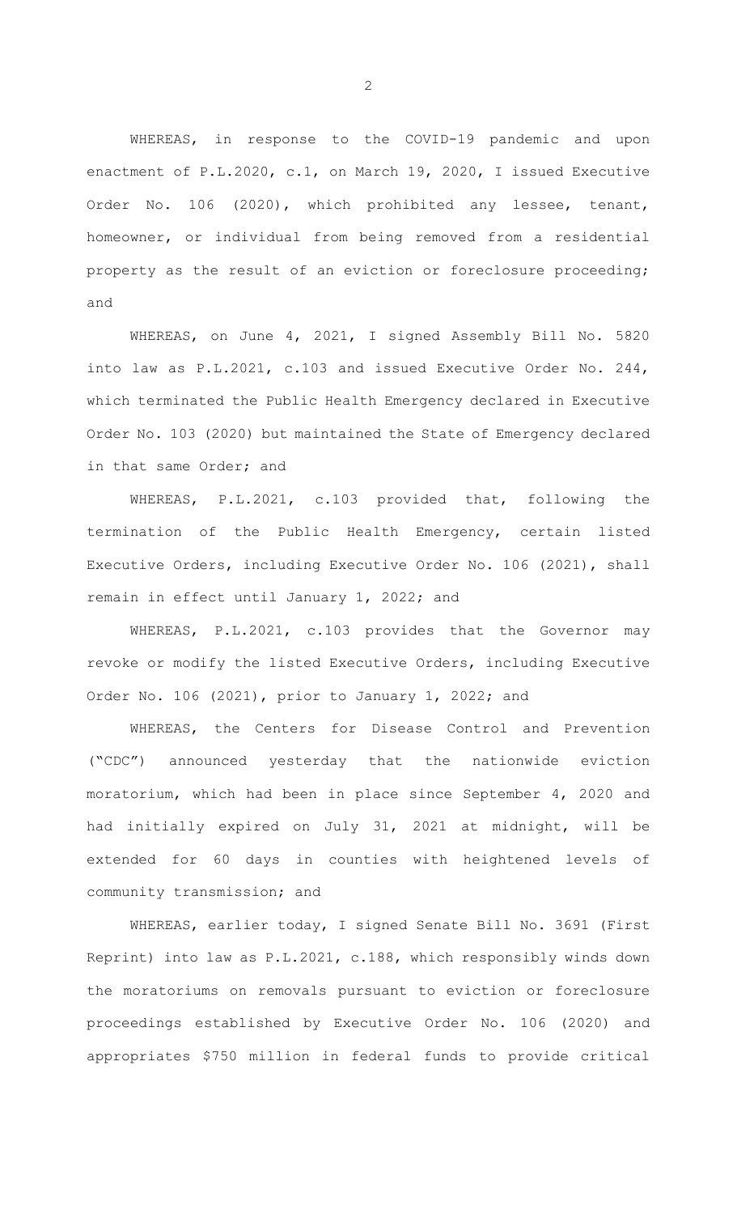WHEREAS, in response to the COVID-19 pandemic and upon enactment of P.L.2020, c.1, on March 19, 2020, I issued Executive Order No. 106 (2020), which prohibited any lessee, tenant, homeowner, or individual from being removed from a residential property as the result of an eviction or foreclosure proceeding; and

WHEREAS, on June 4, 2021, I signed Assembly Bill No. 5820 into law as P.L.2021, c.103 and issued Executive Order No. 244, which terminated the Public Health Emergency declared in Executive Order No. 103 (2020) but maintained the State of Emergency declared in that same Order; and

WHEREAS, P.L.2021, c.103 provided that, following the termination of the Public Health Emergency, certain listed Executive Orders, including Executive Order No. 106 (2021), shall remain in effect until January 1, 2022; and

WHEREAS, P.L.2021, c.103 provides that the Governor may revoke or modify the listed Executive Orders, including Executive Order No. 106 (2021), prior to January 1, 2022; and

WHEREAS, the Centers for Disease Control and Prevention ("CDC") announced yesterday that the nationwide eviction moratorium, which had been in place since September 4, 2020 and had initially expired on July 31, 2021 at midnight, will be extended for 60 days in counties with heightened levels of community transmission; and

WHEREAS, earlier today, I signed Senate Bill No. 3691 (First Reprint) into law as P.L.2021, c.188, which responsibly winds down the moratoriums on removals pursuant to eviction or foreclosure proceedings established by Executive Order No. 106 (2020) and appropriates $750 million in federal funds to provide critical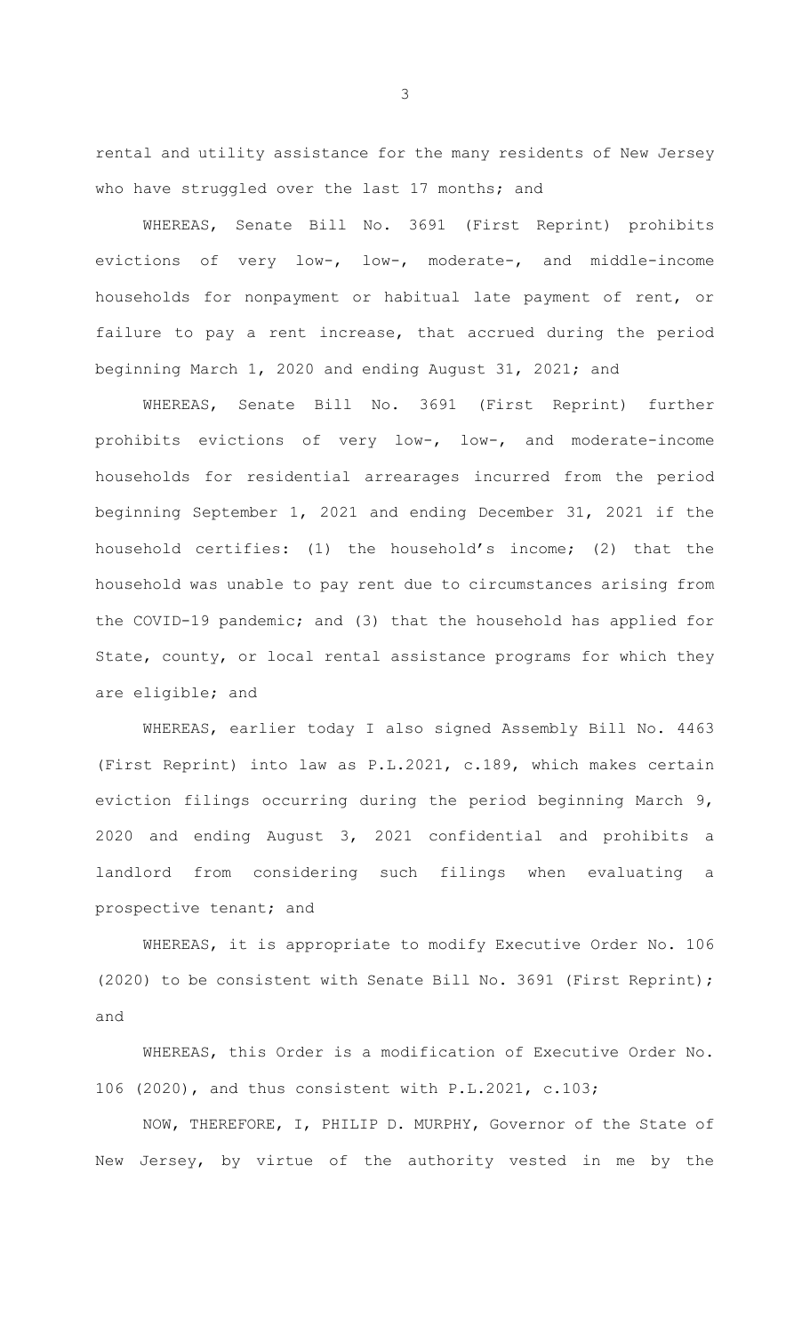rental and utility assistance for the many residents of New Jersey who have struggled over the last 17 months; and

WHEREAS, Senate Bill No. 3691 (First Reprint) prohibits evictions of very low-, low-, moderate-, and middle-income households for nonpayment or habitual late payment of rent, or failure to pay a rent increase, that accrued during the period beginning March 1, 2020 and ending August 31, 2021; and

WHEREAS, Senate Bill No. 3691 (First Reprint) further prohibits evictions of very low-, low-, and moderate-income households for residential arrearages incurred from the period beginning September 1, 2021 and ending December 31, 2021 if the household certifies: (1) the household's income; (2) that the household was unable to pay rent due to circumstances arising from the COVID-19 pandemic; and (3) that the household has applied for State, county, or local rental assistance programs for which they are eligible; and

WHEREAS, earlier today I also signed Assembly Bill No. 4463 (First Reprint) into law as P.L.2021, c.189, which makes certain eviction filings occurring during the period beginning March 9, 2020 and ending August 3, 2021 confidential and prohibits a landlord from considering such filings when evaluating a prospective tenant; and

WHEREAS, it is appropriate to modify Executive Order No. 106 (2020) to be consistent with Senate Bill No. 3691 (First Reprint); and

WHEREAS, this Order is a modification of Executive Order No. 106 (2020), and thus consistent with P.L.2021, c.103;

NOW, THEREFORE, I, PHILIP D. MURPHY, Governor of the State of New Jersey, by virtue of the authority vested in me by the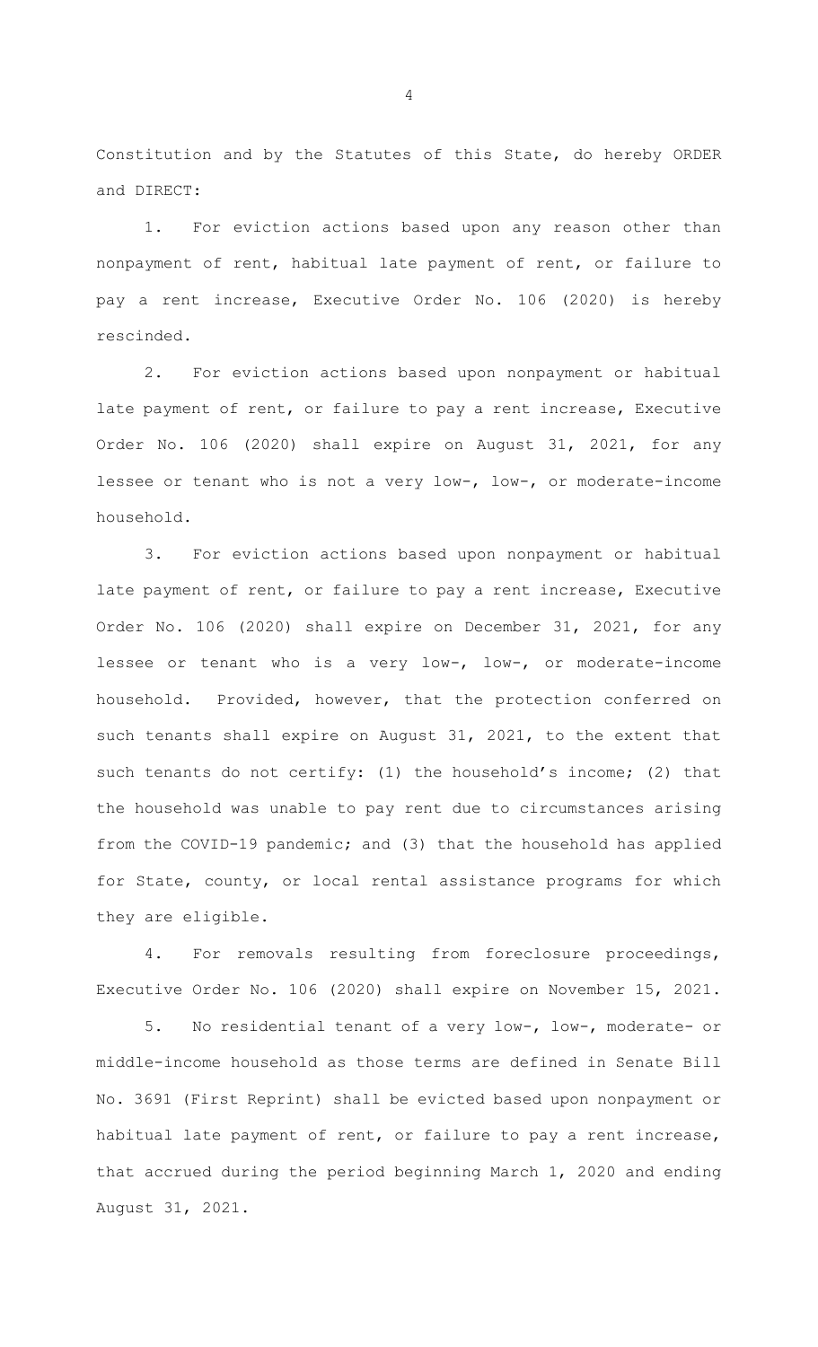Constitution and by the Statutes of this State, do hereby ORDER and DIRECT:

1. For eviction actions based upon any reason other than nonpayment of rent, habitual late payment of rent, or failure to pay a rent increase, Executive Order No. 106 (2020) is hereby rescinded.

2. For eviction actions based upon nonpayment or habitual late payment of rent, or failure to pay a rent increase, Executive Order No. 106 (2020) shall expire on August 31, 2021, for any lessee or tenant who is not a very low-, low-, or moderate-income household.

3. For eviction actions based upon nonpayment or habitual late payment of rent, or failure to pay a rent increase, Executive Order No. 106 (2020) shall expire on December 31, 2021, for any lessee or tenant who is a very low-, low-, or moderate-income household. Provided, however, that the protection conferred on such tenants shall expire on August 31, 2021, to the extent that such tenants do not certify: (1) the household's income; (2) that the household was unable to pay rent due to circumstances arising from the COVID-19 pandemic; and (3) that the household has applied for State, county, or local rental assistance programs for which they are eligible.

4. For removals resulting from foreclosure proceedings, Executive Order No. 106 (2020) shall expire on November 15, 2021.

5. No residential tenant of a very low-, low-, moderate- or middle-income household as those terms are defined in Senate Bill No. 3691 (First Reprint) shall be evicted based upon nonpayment or habitual late payment of rent, or failure to pay a rent increase, that accrued during the period beginning March 1, 2020 and ending August 31, 2021.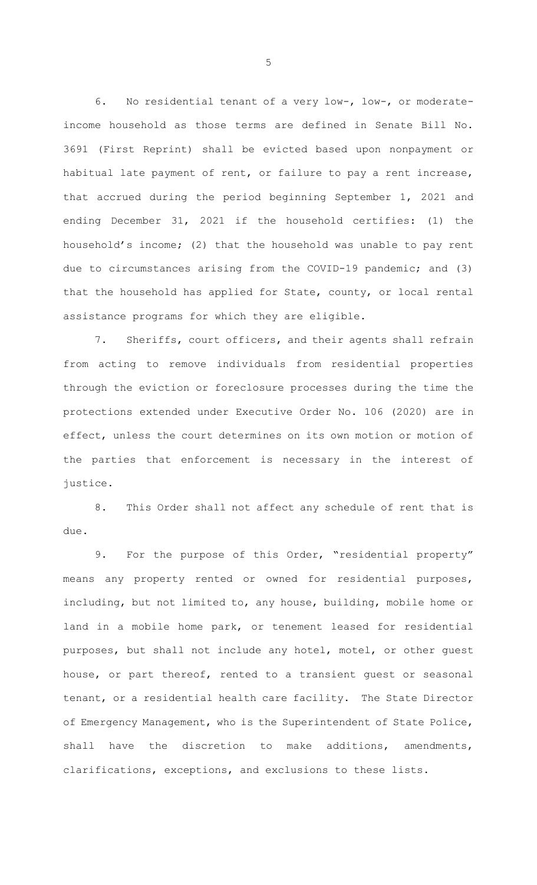6. No residential tenant of a very low-, low-, or moderate-income household as those terms are defined in Senate Bill No. 3691 (First Reprint) shall be evicted based upon nonpayment or habitual late payment of rent, or failure to pay a rent increase, that accrued during the period beginning September 1, 2021 and ending December 31, 2021 if the household certifies: (1) the household's income; (2) that the household was unable to pay rent due to circumstances arising from the COVID-19 pandemic; and (3) that the household has applied for State, county, or local rental assistance programs for which they are eligible.

7. Sheriffs, court officers, and their agents shall refrain from acting to remove individuals from residential properties through the eviction or foreclosure processes during the time the protections extended under Executive Order No. 106 (2020) are in effect, unless the court determines on its own motion or motion of the parties that enforcement is necessary in the interest of justice.

8. This Order shall not affect any schedule of rent that is due.

9. For the purpose of this Order, "residential property" means any property rented or owned for residential purposes, including, but not limited to, any house, building, mobile home or land in a mobile home park, or tenement leased for residential purposes, but shall not include any hotel, motel, or other guest house, or part thereof, rented to a transient guest or seasonal tenant, or a residential health care facility. The State Director of Emergency Management, who is the Superintendent of State Police, shall have the discretion to make additions, amendments, clarifications, exceptions, and exclusions to these lists.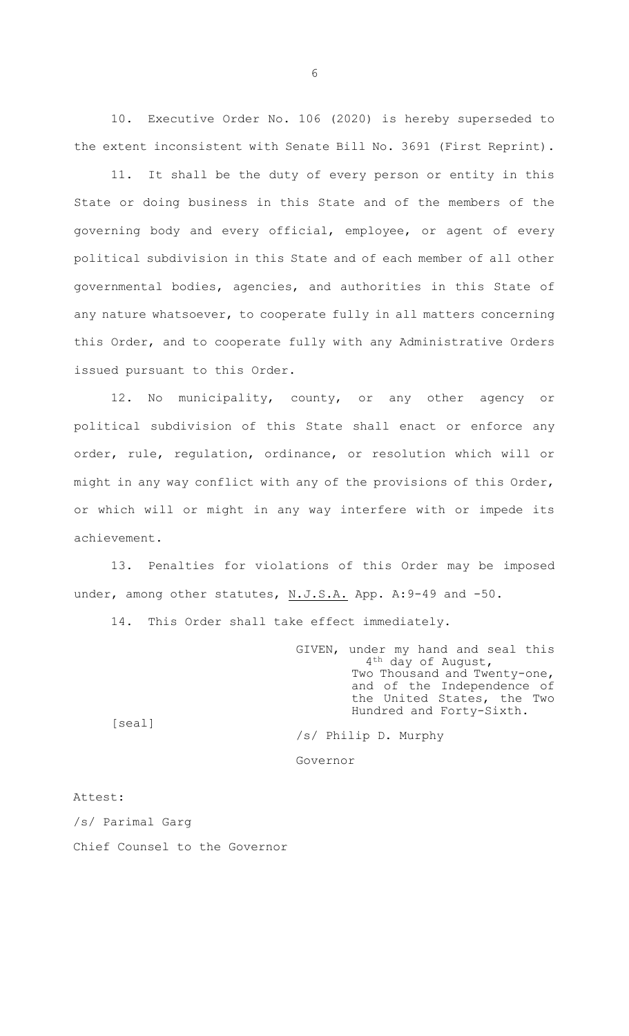10. Executive Order No. 106 (2020) is hereby superseded to the extent inconsistent with Senate Bill No. 3691 (First Reprint).

11. It shall be the duty of every person or entity in this State or doing business in this State and of the members of the governing body and every official, employee, or agent of every political subdivision in this State and of each member of all other governmental bodies, agencies, and authorities in this State of any nature whatsoever, to cooperate fully in all matters concerning this Order, and to cooperate fully with any Administrative Orders issued pursuant to this Order.

12. No municipality, county, or any other agency or political subdivision of this State shall enact or enforce any order, rule, regulation, ordinance, or resolution which will or might in any way conflict with any of the provisions of this Order, or which will or might in any way interfere with or impede its achievement.

13. Penalties for violations of this Order may be imposed under, among other statutes, N.J.S.A. App. A:9-49 and -50.

14. This Order shall take effect immediately.

GIVEN, under my hand and seal this 4th day of August, Two Thousand and Twenty-one, and of the Independence of the United States, the Two Hundred and Forty-Sixth.

[seal]

/s/ Philip D. Murphy

Governor

Attest:

/s/ Parimal Garg

Chief Counsel to the Governor